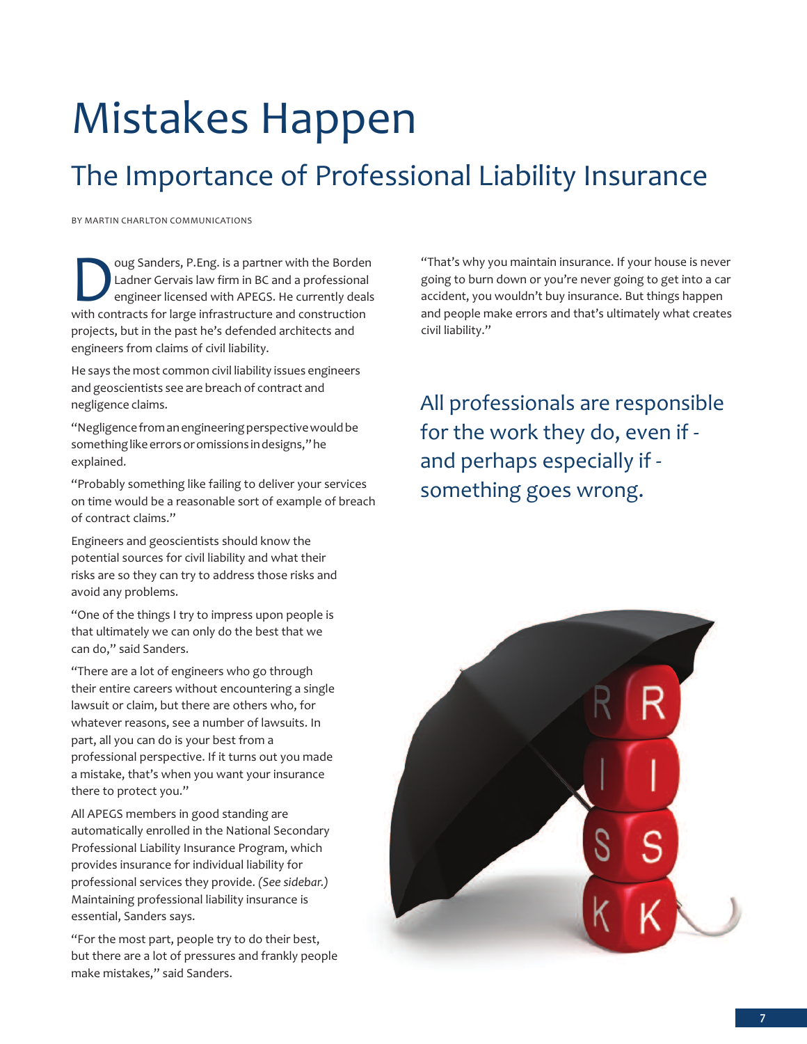# Mistakes Happen

## The Importance of Professional Liability Insurance

BY MARTIN CHARLTON COMMUNICATIONS

Doug Sanders, P.Eng. is a partner with the Borden Ladner Gervais law firm in BC and a professional engineer licensed with APEGS. He currently deals with contracts for large infrastructure and construction projects, but in the past he's defended architects and engineers from claims of civil liability.

He says the most common civil liability issues engineers and geoscientists see are breach of contract and negligence claims.

"Negligence from an engineering perspective would be something like errors or omissions in designs," he explained.

"Probably something like failing to deliver your services on time would be a reasonable sort of example of breach of contract claims."

Engineers and geoscientists should know the potential sources for civil liability and what their risks are so they can try to address those risks and avoid any problems.

"One of the things I try to impress upon people is that ultimately we can only do the best that we can do," said Sanders.

"There are a lot of engineers who go through their entire careers without encountering a single lawsuit or claim, but there are others who, for whatever reasons, see a number of lawsuits. In part, all you can do is your best from a professional perspective. If it turns out you made a mistake, that's when you want your insurance there to protect you."

All APEGS members in good standing are automatically enrolled in the National Secondary Professional Liability Insurance Program, which provides insurance for individual liability for professional services they provide. *(See sidebar.)* Maintaining professional liability insurance is essential, Sanders says.

"For the most part, people try to do their best, but there are a lot of pressures and frankly people make mistakes," said Sanders.

"That's why you maintain insurance. If your house is never going to burn down or you're never going to get into a car accident, you wouldn't buy insurance. But things happen and people make errors and that's ultimately what creates civil liability."

All professionals are responsible for the work they do, even if - and perhaps especially if - something goes wrong.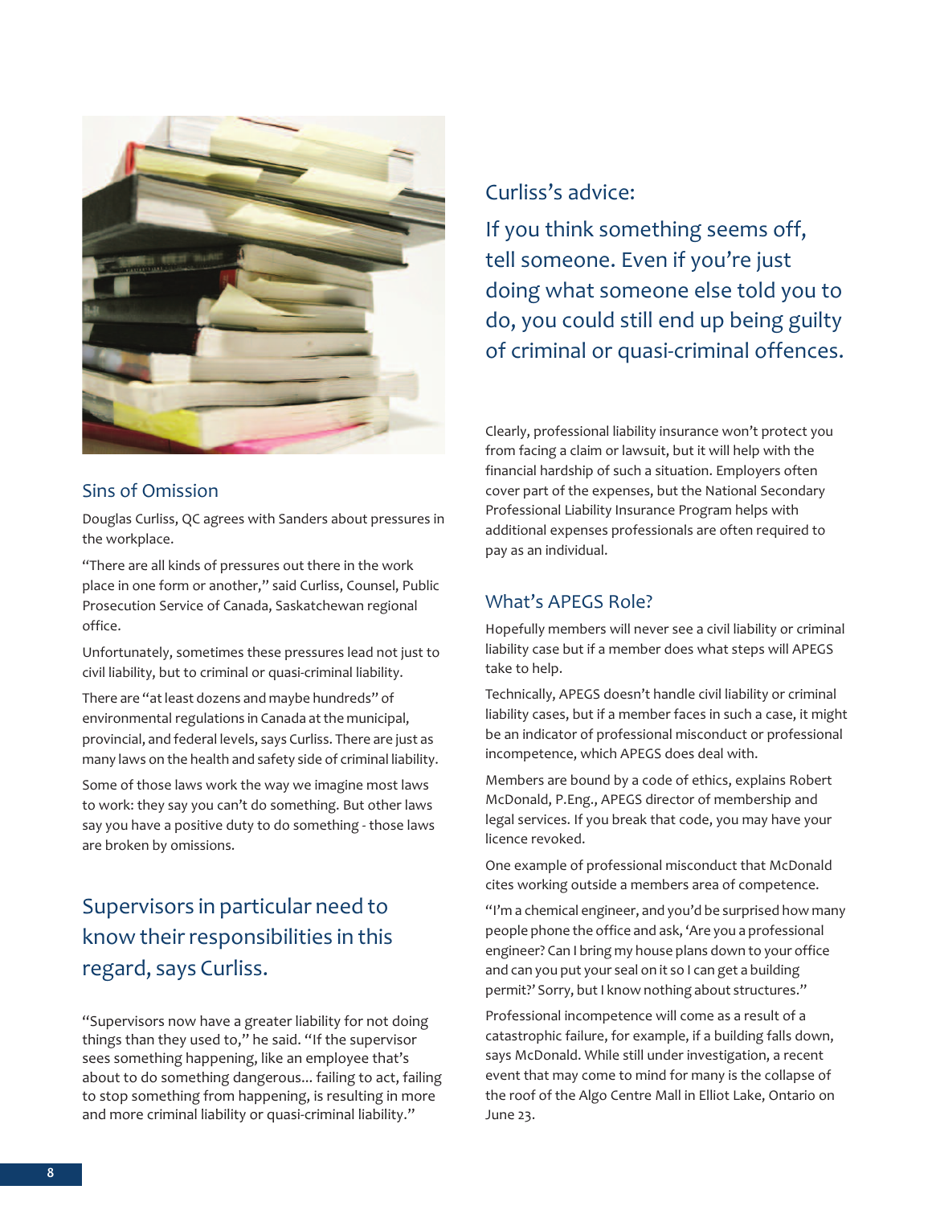## Sins of Omission

Douglas Curliss, QC agrees with Sanders about pressures in the workplace.

"There are all kinds of pressures out there in the work place in one form or another," said Curliss, Counsel, Public Prosecution Service of Canada, Saskatchewan regional office.

Unfortunately, sometimes these pressures lead not just to civil liability, but to criminal or quasi-criminal liability.

There are "at least dozens and maybe hundreds" of environmental regulations in Canada at the municipal, provincial, and federal levels, says Curliss. There are just as many laws on the health and safety side of criminal liability.

Some of those laws work the way we imagine most laws to work: they say you can't do something. But other laws say you have a positive duty to do something - those laws are broken by omissions.

### Supervisors in particular need to know their responsibilities in this regard, says Curliss.

"Supervisors now have a greater liability for not doing things than they used to," he said. "If the supervisor sees something happening, like an employee that's about to do something dangerous... failing to act, failing to stop something from happening, is resulting in more and more criminal liability or quasi-criminal liability."

### Curliss's advice:

### If you think something seems off, tell someone. Even if you're just doing what someone else told you to do, you could still end up being guilty of criminal or quasi-criminal offences.

Clearly, professional liability insurance won't protect you from facing a claim or lawsuit, but it will help with the financial hardship of such a situation. Employers often cover part of the expenses, but the National Secondary Professional Liability Insurance Program helps with additional expenses professionals are often required to pay as an individual.

## What's APEGS Role?

Hopefully members will never see a civil liability or criminal liability case but if a member does what steps will APEGS take to help.

Technically, APEGS doesn't handle civil liability or criminal liability cases, but if a member faces in such a case, it might be an indicator of professional misconduct or professional incompetence, which APEGS does deal with.

Members are bound by a code of ethics, explains Robert McDonald, P.Eng., APEGS director of membership and legal services. If you break that code, you may have your licence revoked.

One example of professional misconduct that McDonald cites working outside a members area of competence.

"I'm a chemical engineer, and you'd be surprised how many people phone the office and ask, 'Are you a professional engineer? Can I bring my house plans down to your office and can you put your seal on it so I can get a building permit?' Sorry, but I know nothing about structures."

Professional incompetence will come as a result of a catastrophic failure, for example, if a building falls down, says McDonald. While still under investigation, a recent event that may come to mind for many is the collapse of the roof of the Algo Centre Mall in Elliot Lake, Ontario on June 23.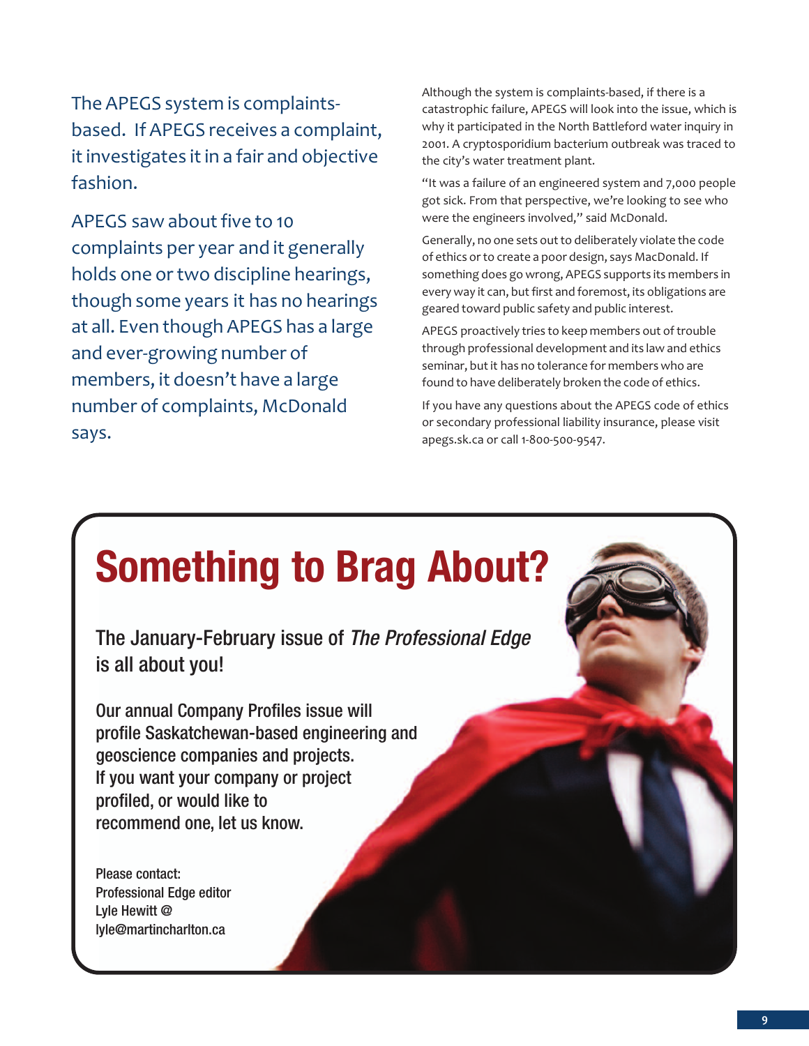The APEGS system is complaints-based. If APEGS receives a complaint, it investigates it in a fair and objective fashion.

APEGS saw about five to 10 complaints per year and it generally holds one or two discipline hearings, though some years it has no hearings at all. Even though APEGS has a large and ever-growing number of members, it doesn't have a large number of complaints, McDonald says.

Although the system is complaints-based, if there is a catastrophic failure, APEGS will look into the issue, which is why it participated in the North Battleford water inquiry in 2001. A cryptosporidium bacterium outbreak was traced to the city's water treatment plant.

"It was a failure of an engineered system and 7,000 people got sick. From that perspective, we're looking to see who were the engineers involved," said McDonald.

Generally, no one sets out to deliberately violate the code of ethics or to create a poor design, says MacDonald. If something does go wrong, APEGS supports its members in every way it can, but first and foremost, its obligations are geared toward public safety and public interest.

APEGS proactively tries to keep members out of trouble through professional development and its law and ethics seminar, but it has no tolerance for members who are found to have deliberately broken the code of ethics.

If you have any questions about the APEGS code of ethics or secondary professional liability insurance, please visit apegs.sk.ca or call 1-800-500-9547.

# Something to Brag About?

The January-February issue of *The Professional Edge* is all about you!

Our annual Company Profiles issue will profile Saskatchewan-based engineering and geoscience companies and projects. If you want your company or project profiled, or would like to recommend one, let us know.

Please contact:
Professional Edge editor
Lyle Hewitt @
lyle@martincharlton.ca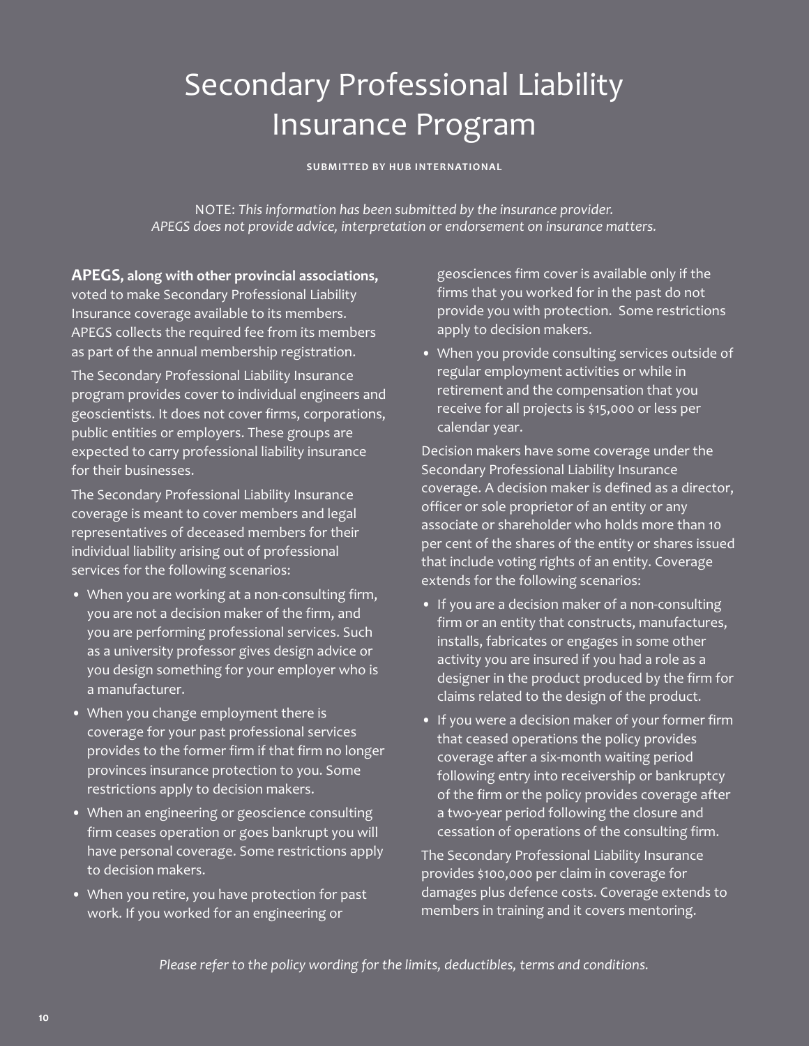# Secondary Professional Liability Insurance Program

**SUBMITTED BY HUB INTERNATIONAL**

NOTE: *This information has been submitted by the insurance provider. APEGS does not provide advice, interpretation or endorsement on insurance matters.*

**APEGS, along with other provincial associations,** voted to make Secondary Professional Liability Insurance coverage available to its members. APEGS collects the required fee from its members as part of the annual membership registration.

The Secondary Professional Liability Insurance program provides cover to individual engineers and geoscientists. It does not cover firms, corporations, public entities or employers. These groups are expected to carry professional liability insurance for their businesses.

The Secondary Professional Liability Insurance coverage is meant to cover members and legal representatives of deceased members for their individual liability arising out of professional services for the following scenarios:

- When you are working at a non-consulting firm, you are not a decision maker of the firm, and you are performing professional services. Such as a university professor gives design advice or you design something for your employer who is a manufacturer.
- When you change employment there is coverage for your past professional services provides to the former firm if that firm no longer provinces insurance protection to you. Some restrictions apply to decision makers.
- When an engineering or geoscience consulting firm ceases operation or goes bankrupt you will have personal coverage. Some restrictions apply to decision makers.
- When you retire, you have protection for past work. If you worked for an engineering or geosciences firm cover is available only if the firms that you worked for in the past do not provide you with protection. Some restrictions apply to decision makers.
- When you provide consulting services outside of regular employment activities or while in retirement and the compensation that you receive for all projects is $15,000 or less per calendar year.

Decision makers have some coverage under the Secondary Professional Liability Insurance coverage. A decision maker is defined as a director, officer or sole proprietor of an entity or any associate or shareholder who holds more than 10 per cent of the shares of the entity or shares issued that include voting rights of an entity. Coverage extends for the following scenarios:

- If you are a decision maker of a non-consulting firm or an entity that constructs, manufactures, installs, fabricates or engages in some other activity you are insured if you had a role as a designer in the product produced by the firm for claims related to the design of the product.
- If you were a decision maker of your former firm that ceased operations the policy provides coverage after a six-month waiting period following entry into receivership or bankruptcy of the firm or the policy provides coverage after a two-year period following the closure and cessation of operations of the consulting firm.

The Secondary Professional Liability Insurance provides $100,000 per claim in coverage for damages plus defence costs. Coverage extends to members in training and it covers mentoring.

*Please refer to the policy wording for the limits, deductibles, terms and conditions.*